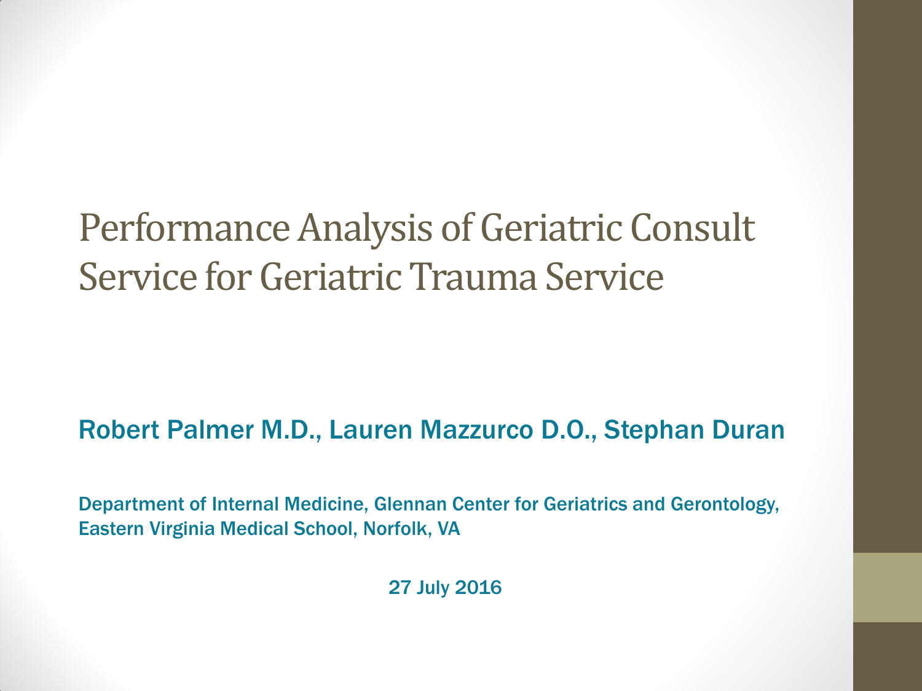# Performance Analysis of Geriatric Consult Service for Geriatric Trauma Service

Robert Palmer M.D., Lauren Mazzurco D.O., Stephan Duran

Department of Internal Medicine, Glennan Center for Geriatrics and Gerontology, Eastern Virginia Medical School, Norfolk, VA

27 July 2016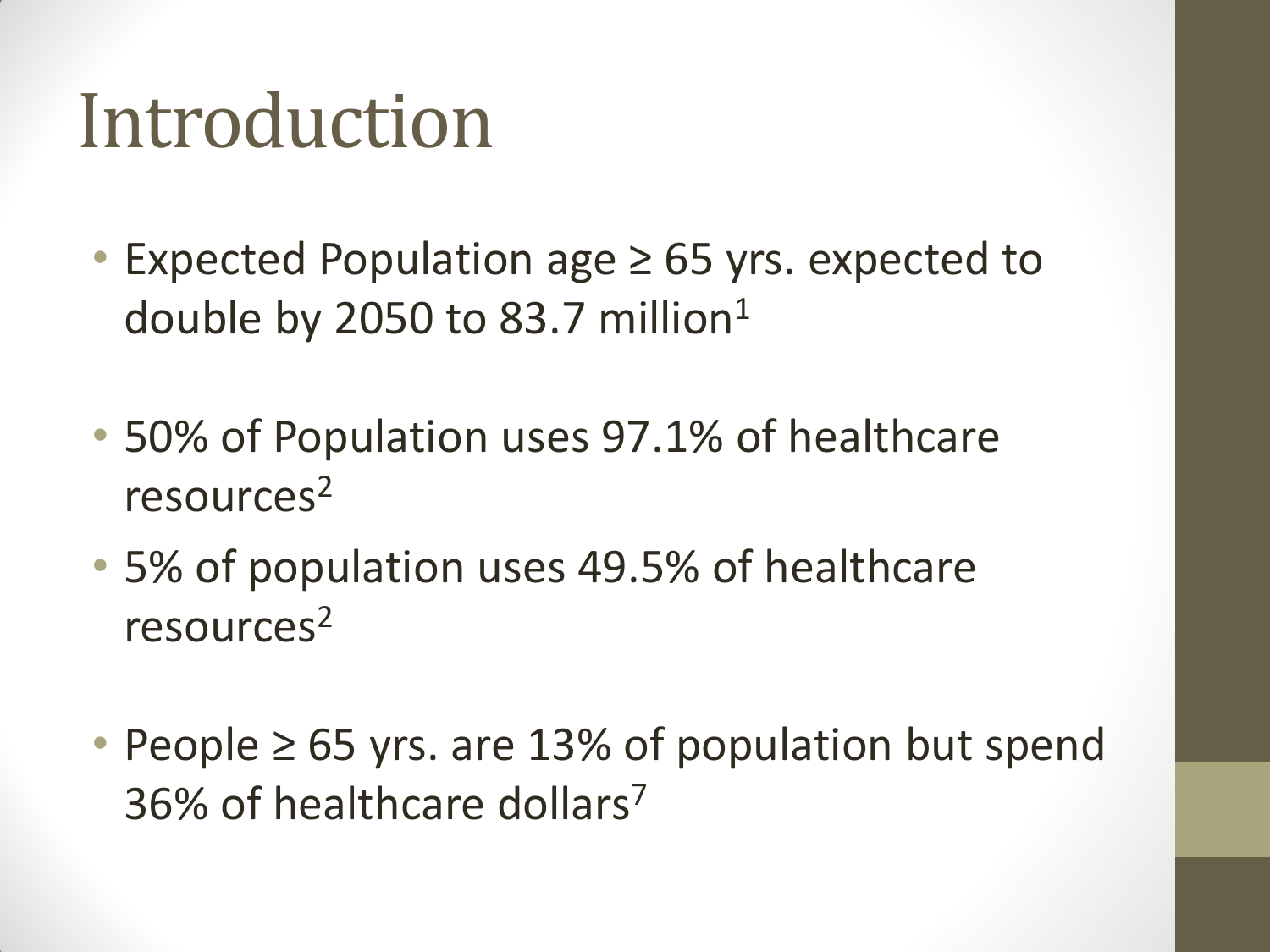# Introduction

- Expected Population age ≥ 65 yrs. expected to double by 2050 to 83.7 million[1]
- 50% of Population uses 97.1% of healthcare resources[2]
- 5% of population uses 49.5% of healthcare resources[2]
- People ≥ 65 yrs. are 13% of population but spend 36% of healthcare dollars[7]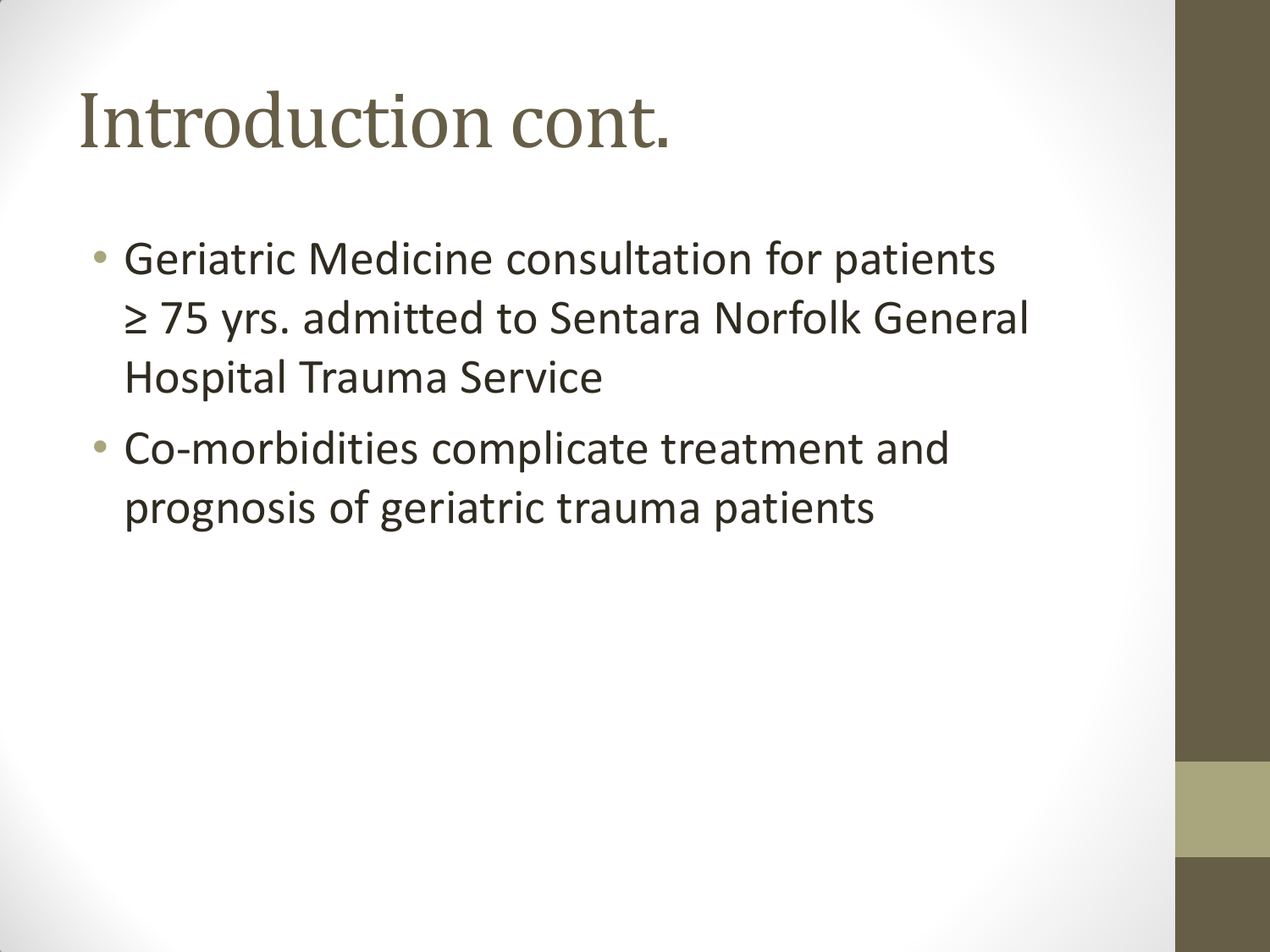# Introduction cont.

- Geriatric Medicine consultation for patients ≥ 75 yrs. admitted to Sentara Norfolk General Hospital Trauma Service
- Co-morbidities complicate treatment and prognosis of geriatric trauma patients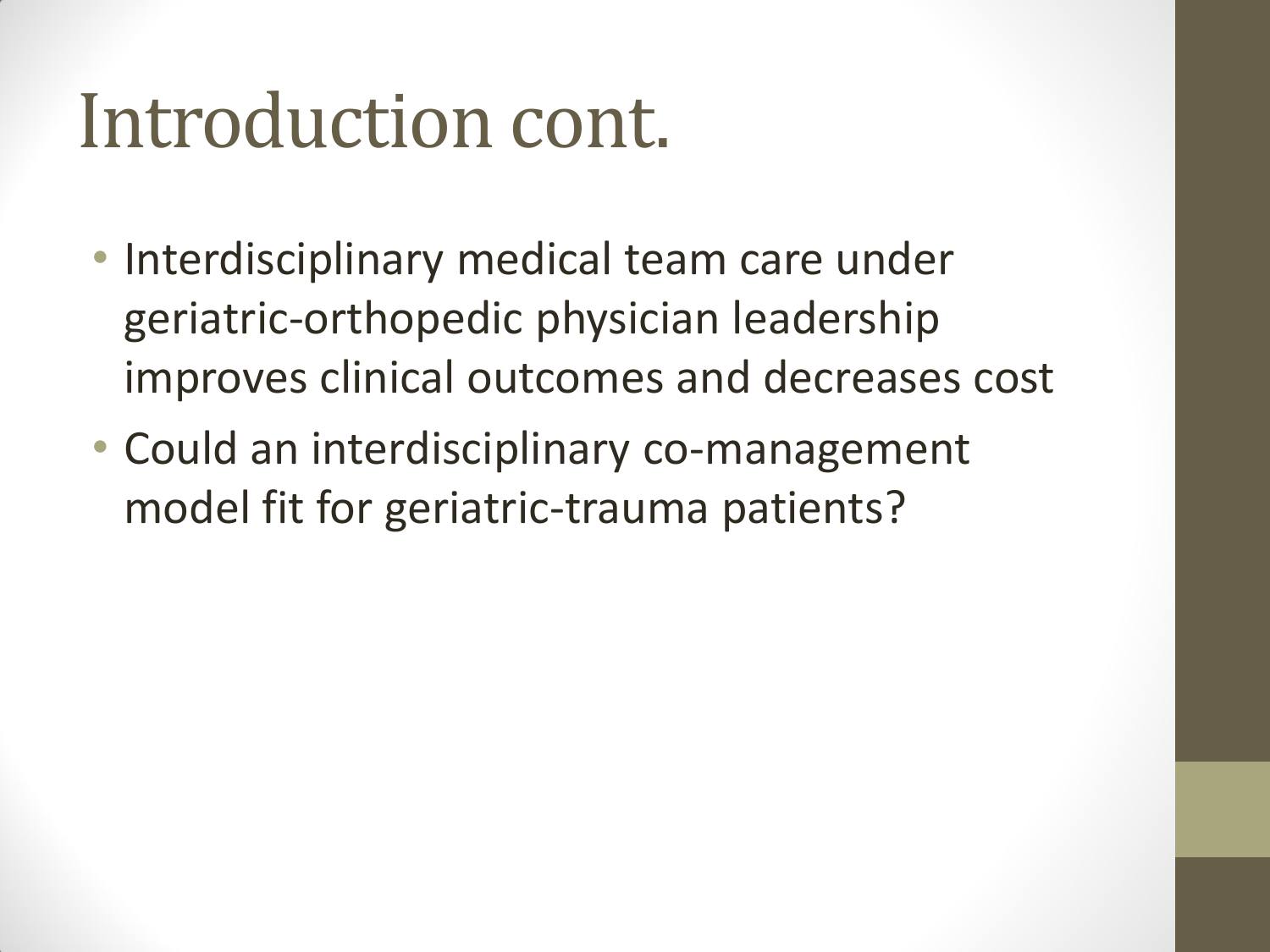# Introduction cont.

- Interdisciplinary medical team care under geriatric-orthopedic physician leadership improves clinical outcomes and decreases cost
- Could an interdisciplinary co-management model fit for geriatric-trauma patients?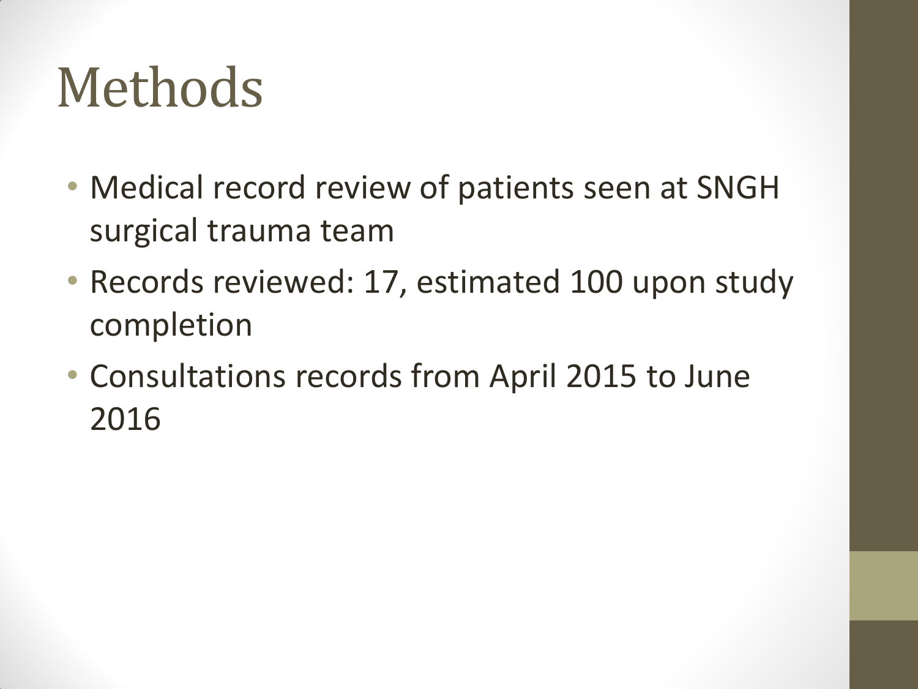# Methods

- Medical record review of patients seen at SNGH surgical trauma team
- Records reviewed: 17, estimated 100 upon study completion
- Consultations records from April 2015 to June 2016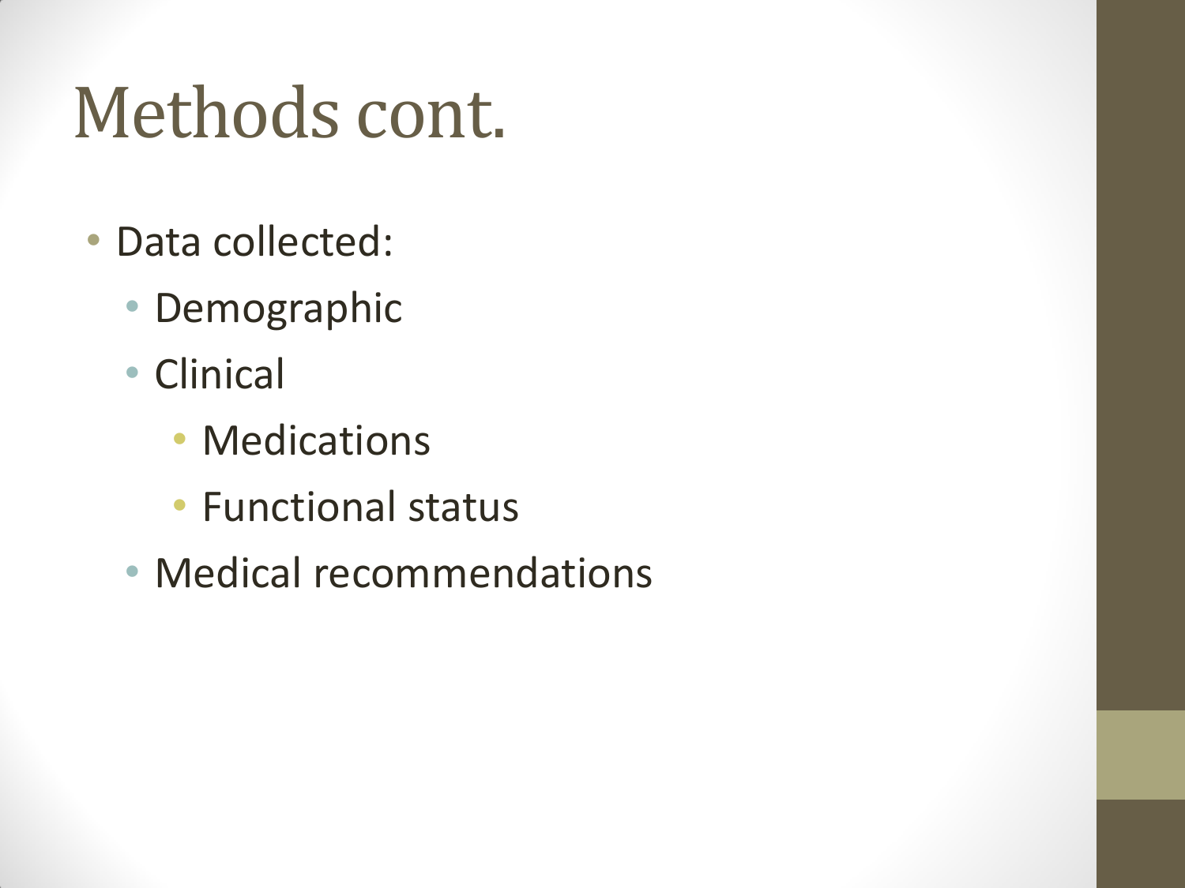# Methods cont.

- Data collected:
  - Demographic
  - Clinical
    - Medications
    - Functional status
  - Medical recommendations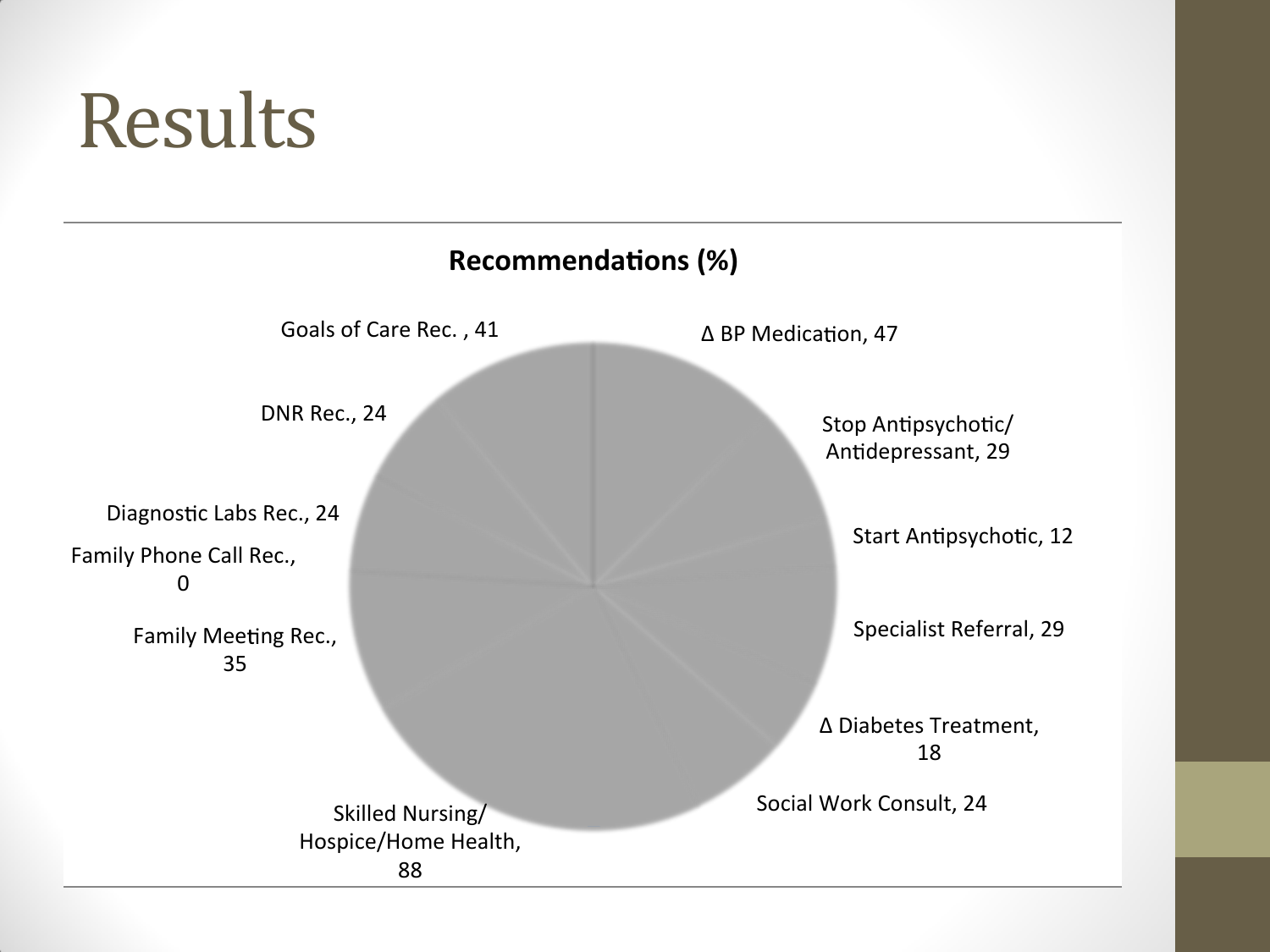# Results

**Recommendations (%)**

- Δ BP Medication, 47
- Stop Antipsychotic/ Antidepressant, 29
- Start Antipsychotic, 12
- Specialist Referral, 29
- Δ Diabetes Treatment, 18
- Social Work Consult, 24
- Skilled Nursing/ Hospice/Home Health, 88
- Family Meeting Rec., 35
- Family Phone Call Rec., 0
- Diagnostic Labs Rec., 24
- DNR Rec., 24
- Goals of Care Rec. , 41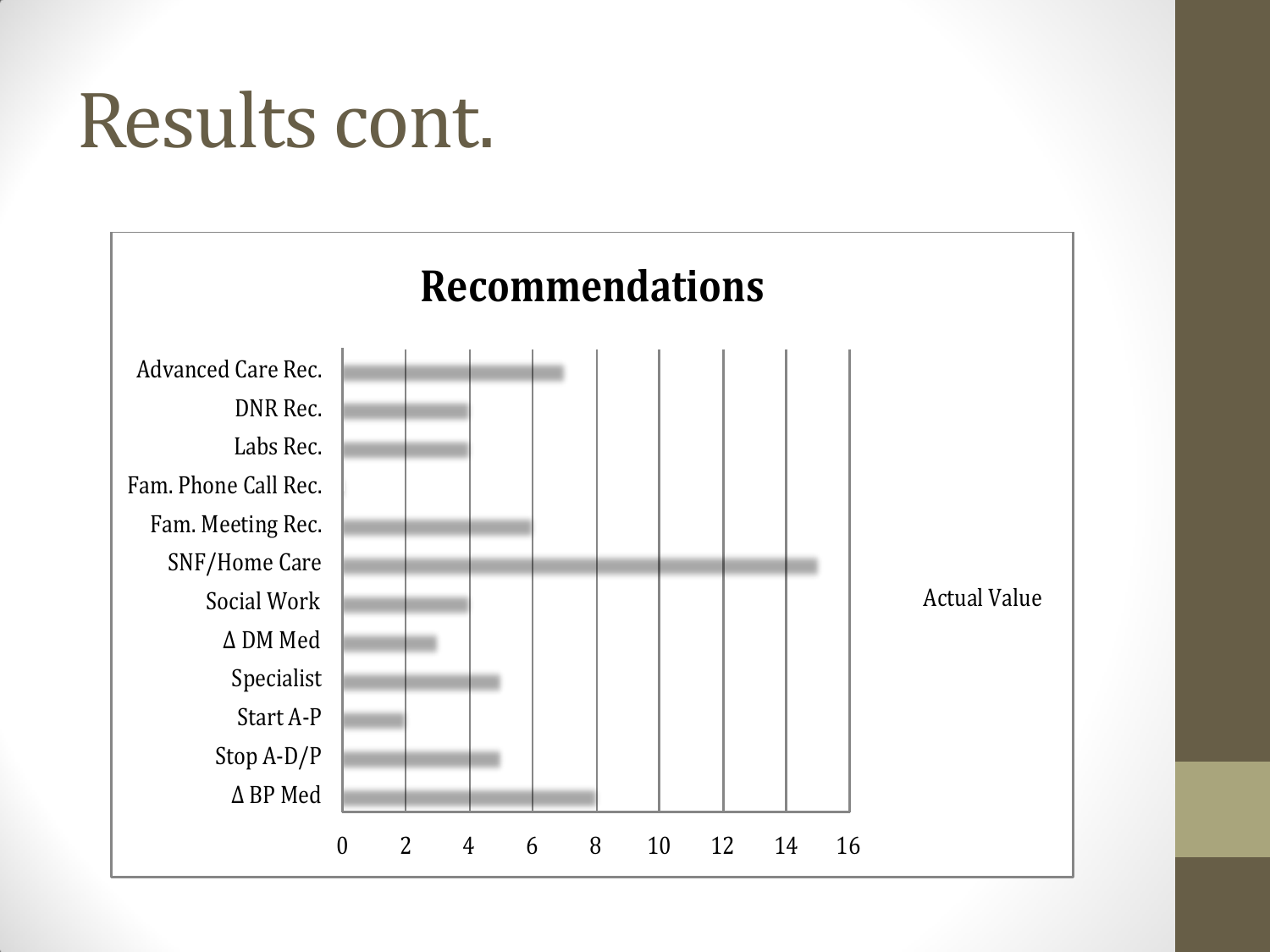# Results cont.

**Recommendations**

| Category | Actual Value |
|---|---|
| Advanced Care Rec. | 7 |
| DNR Rec. | 4 |
| Labs Rec. | 4 |
| Fam. Phone Call Rec. | 0 |
| Fam. Meeting Rec. | 6 |
| SNF/Home Care | 15 |
| Social Work | 4 |
| Δ DM Med | 3 |
| Specialist | 5 |
| Start A-P | 2 |
| Stop A-D/P | 5 |
| Δ BP Med | 8 |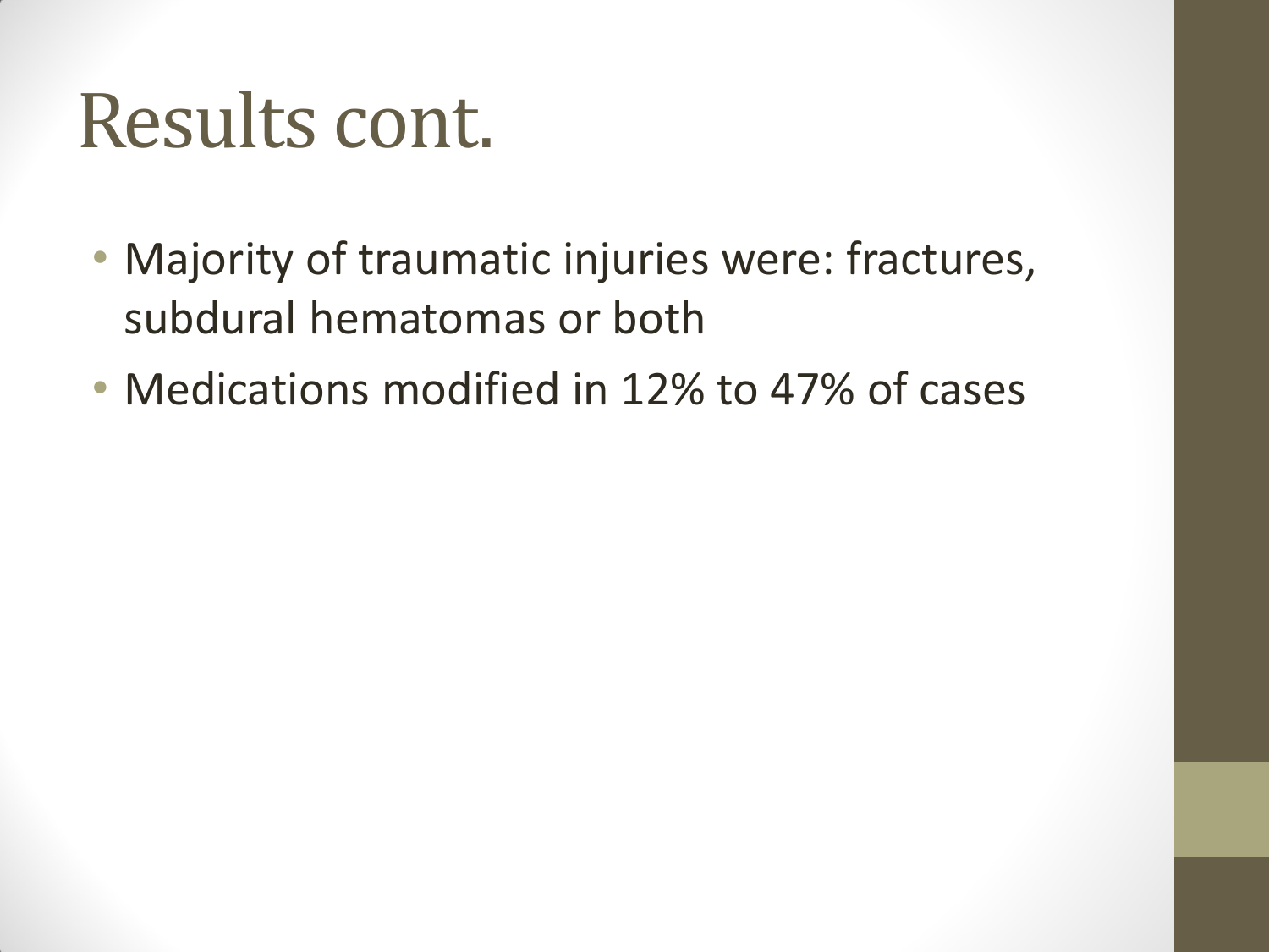# Results cont.

- Majority of traumatic injuries were: fractures, subdural hematomas or both
- Medications modified in 12% to 47% of cases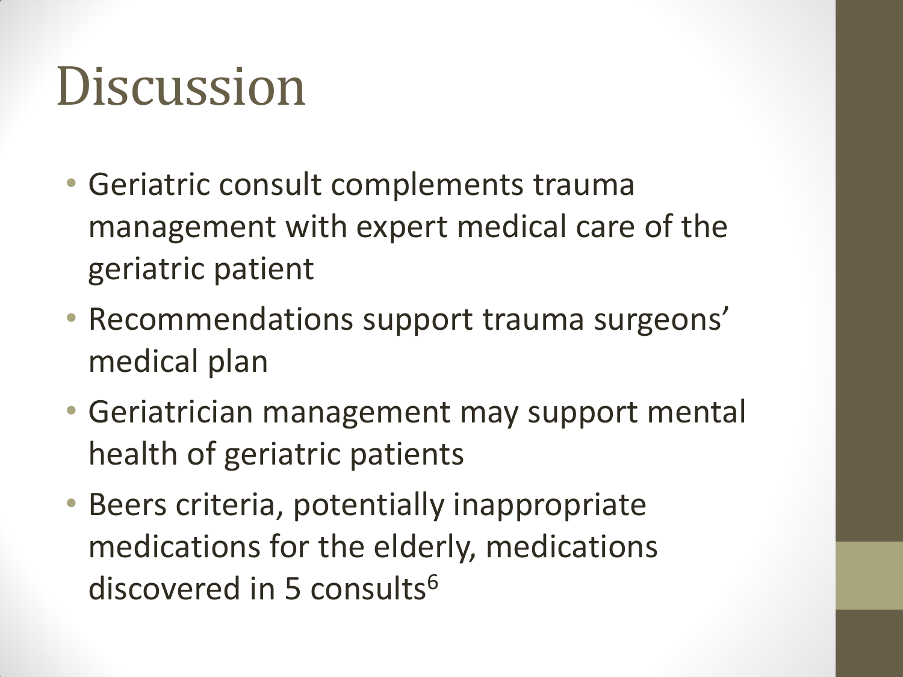# Discussion

- Geriatric consult complements trauma management with expert medical care of the geriatric patient
- Recommendations support trauma surgeons' medical plan
- Geriatrician management may support mental health of geriatric patients
- Beers criteria, potentially inappropriate medications for the elderly, medications discovered in 5 consults[6]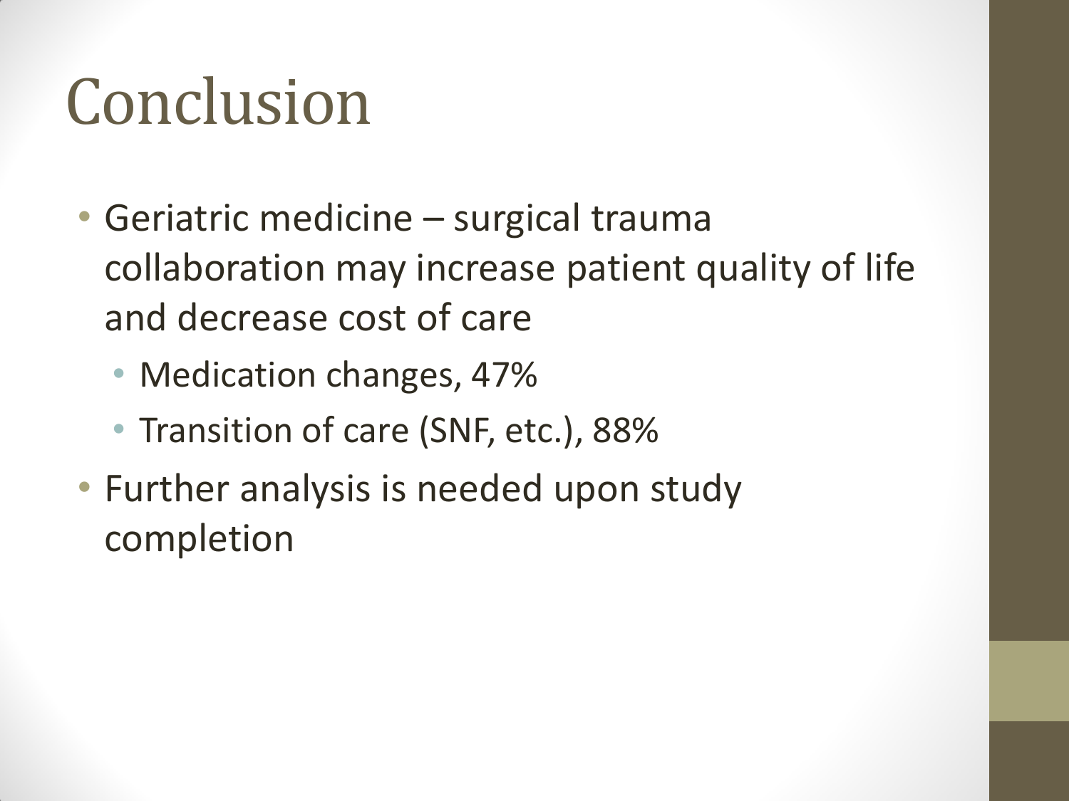# Conclusion

- Geriatric medicine – surgical trauma collaboration may increase patient quality of life and decrease cost of care
  - Medication changes, 47%
  - Transition of care (SNF, etc.), 88%
- Further analysis is needed upon study completion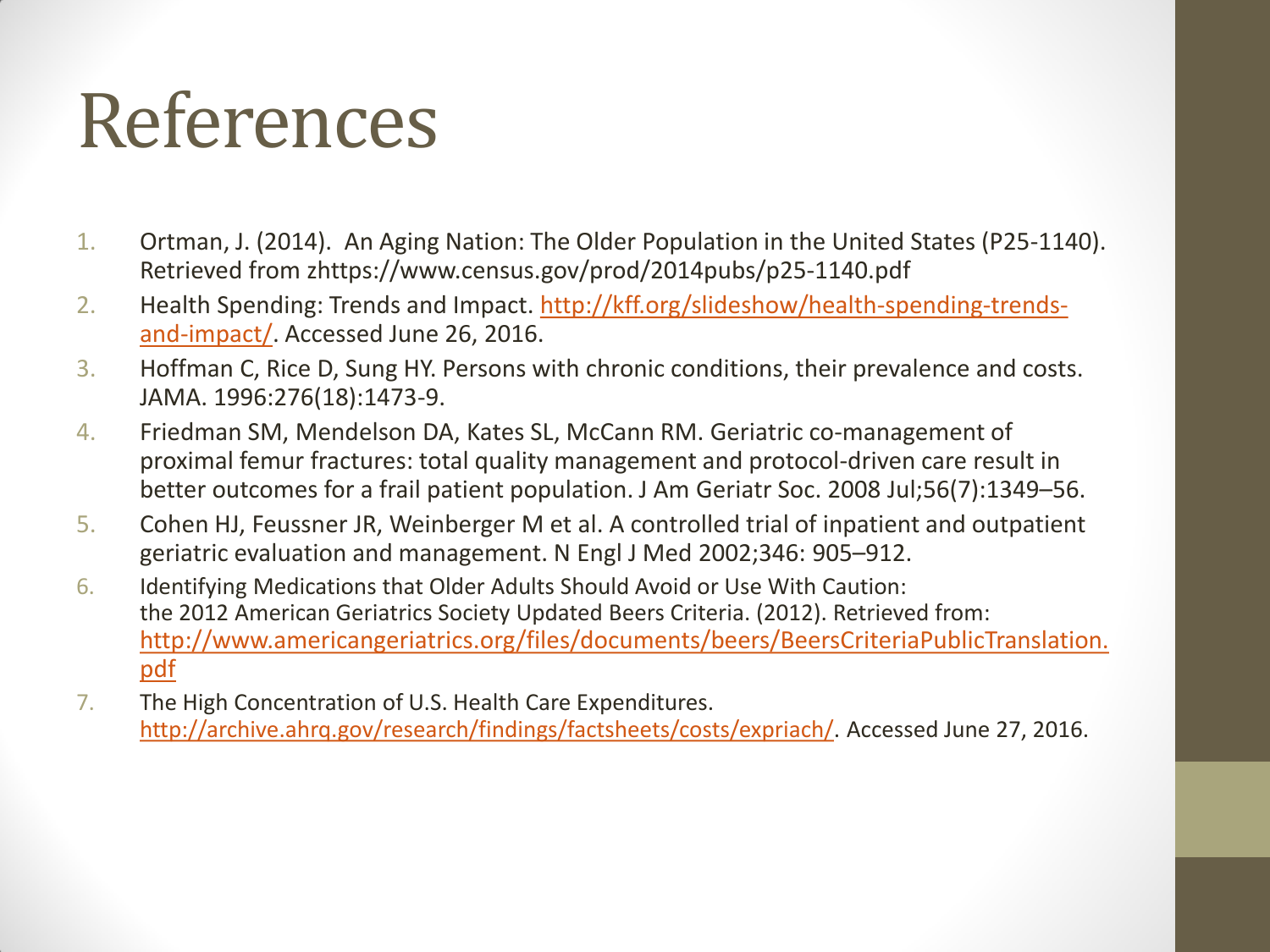# References

1. Ortman, J. (2014). An Aging Nation: The Older Population in the United States (P25-1140). Retrieved from zhttps://www.census.gov/prod/2014pubs/p25-1140.pdf
2. Health Spending: Trends and Impact. http://kff.org/slideshow/health-spending-trends-and-impact/. Accessed June 26, 2016.
3. Hoffman C, Rice D, Sung HY. Persons with chronic conditions, their prevalence and costs. JAMA. 1996:276(18):1473-9.
4. Friedman SM, Mendelson DA, Kates SL, McCann RM. Geriatric co-management of proximal femur fractures: total quality management and protocol-driven care result in better outcomes for a frail patient population. J Am Geriatr Soc. 2008 Jul;56(7):1349–56.
5. Cohen HJ, Feussner JR, Weinberger M et al. A controlled trial of inpatient and outpatient geriatric evaluation and management. N Engl J Med 2002;346: 905–912.
6. Identifying Medications that Older Adults Should Avoid or Use With Caution: the 2012 American Geriatrics Society Updated Beers Criteria. (2012). Retrieved from: http://www.americangeriatrics.org/files/documents/beers/BeersCriteriaPublicTranslation.pdf
7. The High Concentration of U.S. Health Care Expenditures. http://archive.ahrq.gov/research/findings/factsheets/costs/expriach/. Accessed June 27, 2016.